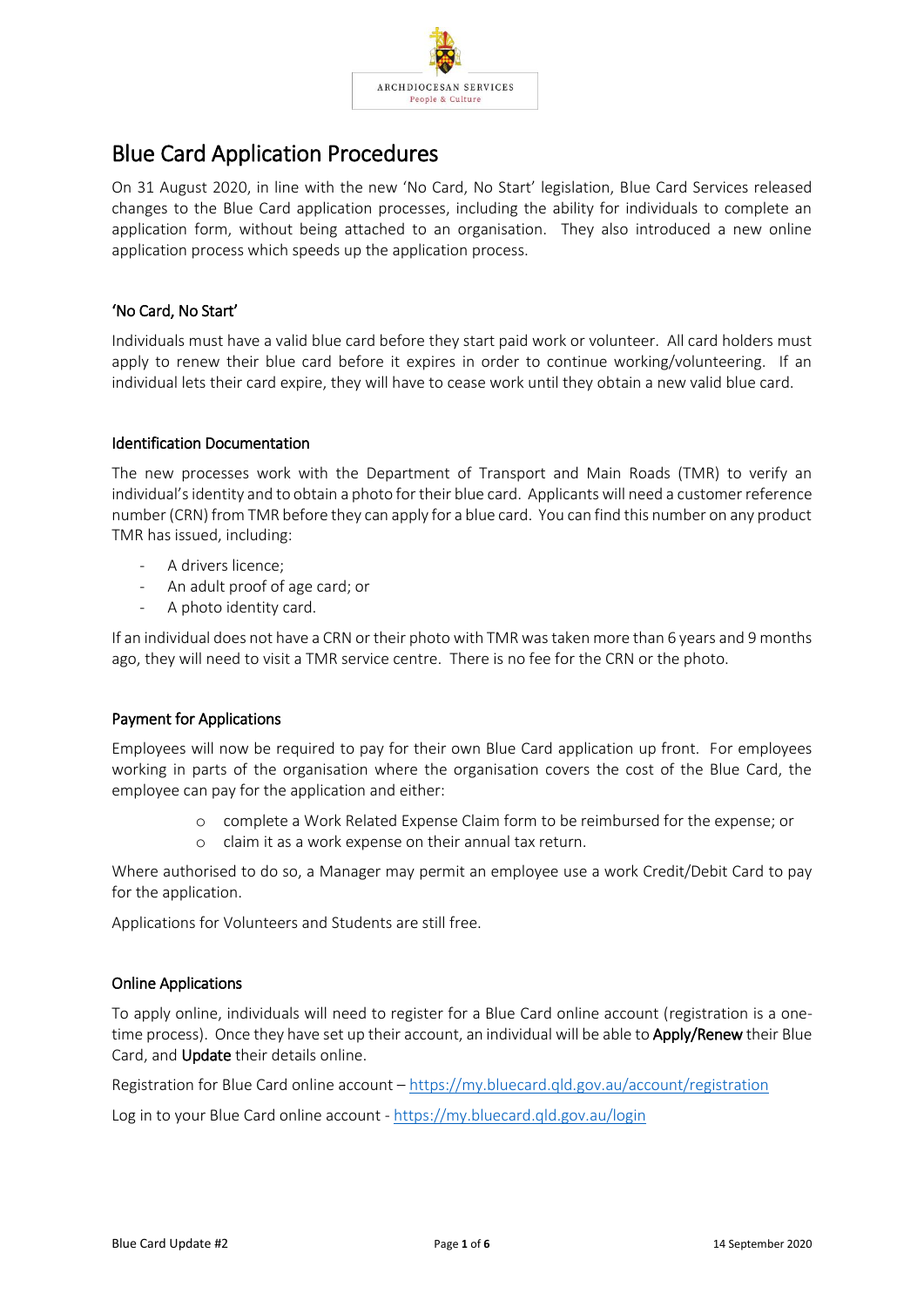ARCHDIOCESAN SERVICES
People & Culture

# Blue Card Application Procedures

On 31 August 2020, in line with the new 'No Card, No Start' legislation, Blue Card Services released changes to the Blue Card application processes, including the ability for individuals to complete an application form, without being attached to an organisation. They also introduced a new online application process which speeds up the application process.

## 'No Card, No Start'

Individuals must have a valid blue card before they start paid work or volunteer. All card holders must apply to renew their blue card before it expires in order to continue working/volunteering. If an individual lets their card expire, they will have to cease work until they obtain a new valid blue card.

## Identification Documentation

The new processes work with the Department of Transport and Main Roads (TMR) to verify an individual's identity and to obtain a photo for their blue card. Applicants will need a customer reference number (CRN) from TMR before they can apply for a blue card. You can find this number on any product TMR has issued, including:

- A drivers licence;
- An adult proof of age card; or
- A photo identity card.

If an individual does not have a CRN or their photo with TMR was taken more than 6 years and 9 months ago, they will need to visit a TMR service centre. There is no fee for the CRN or the photo.

## Payment for Applications

Employees will now be required to pay for their own Blue Card application up front. For employees working in parts of the organisation where the organisation covers the cost of the Blue Card, the employee can pay for the application and either:

- complete a Work Related Expense Claim form to be reimbursed for the expense; or
- claim it as a work expense on their annual tax return.

Where authorised to do so, a Manager may permit an employee use a work Credit/Debit Card to pay for the application.

Applications for Volunteers and Students are still free.

## Online Applications

To apply online, individuals will need to register for a Blue Card online account (registration is a one-time process). Once they have set up their account, an individual will be able to **Apply/Renew** their Blue Card, and **Update** their details online.

Registration for Blue Card online account – https://my.bluecard.qld.gov.au/account/registration

Log in to your Blue Card online account - https://my.bluecard.qld.gov.au/login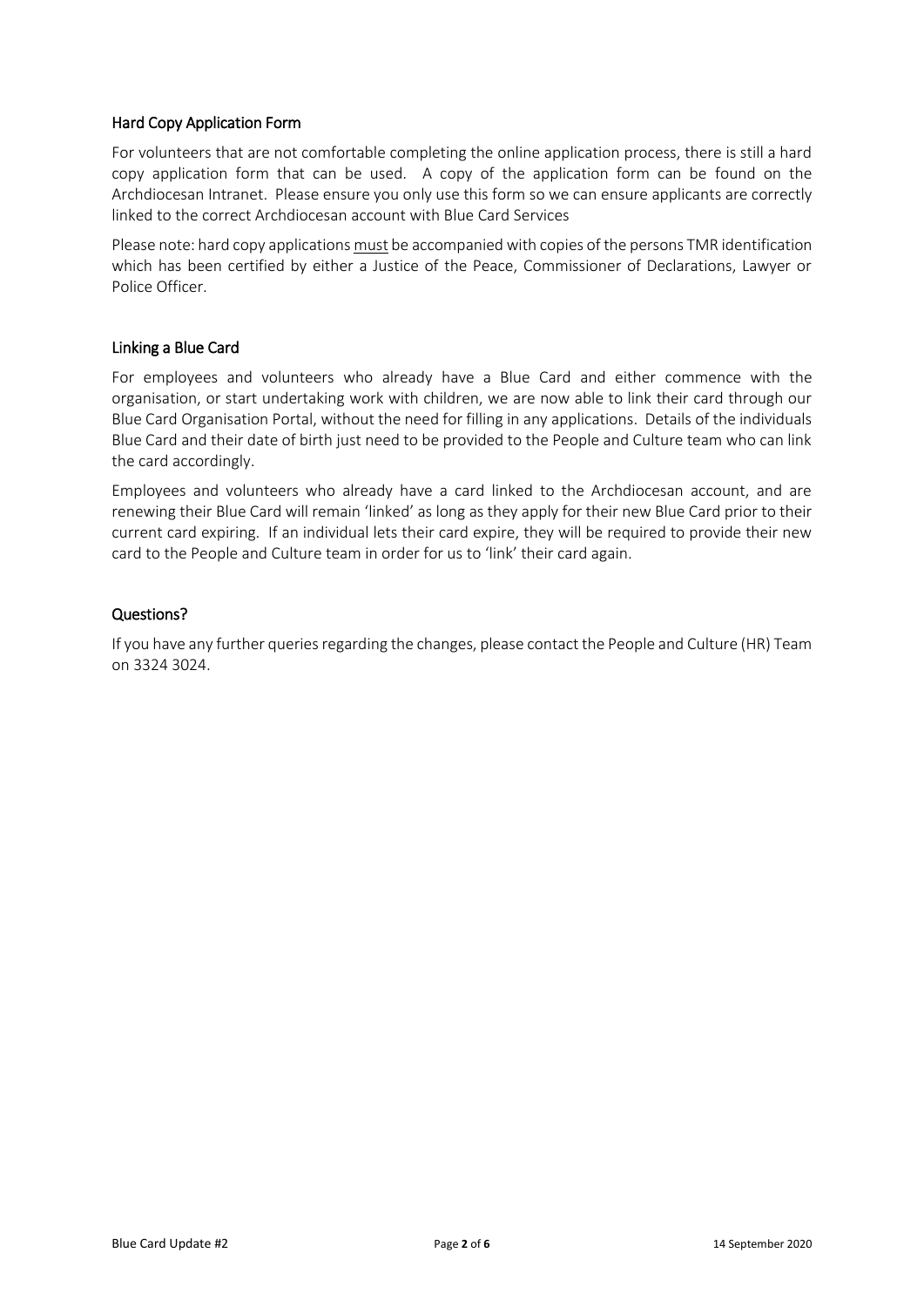## Hard Copy Application Form

For volunteers that are not comfortable completing the online application process, there is still a hard copy application form that can be used. A copy of the application form can be found on the Archdiocesan Intranet. Please ensure you only use this form so we can ensure applicants are correctly linked to the correct Archdiocesan account with Blue Card Services

Please note: hard copy applications <u>must</u> be accompanied with copies of the persons TMR identification which has been certified by either a Justice of the Peace, Commissioner of Declarations, Lawyer or Police Officer.

## Linking a Blue Card

For employees and volunteers who already have a Blue Card and either commence with the organisation, or start undertaking work with children, we are now able to link their card through our Blue Card Organisation Portal, without the need for filling in any applications. Details of the individuals Blue Card and their date of birth just need to be provided to the People and Culture team who can link the card accordingly.

Employees and volunteers who already have a card linked to the Archdiocesan account, and are renewing their Blue Card will remain 'linked' as long as they apply for their new Blue Card prior to their current card expiring. If an individual lets their card expire, they will be required to provide their new card to the People and Culture team in order for us to 'link' their card again.

## Questions?

If you have any further queries regarding the changes, please contact the People and Culture (HR) Team on 3324 3024.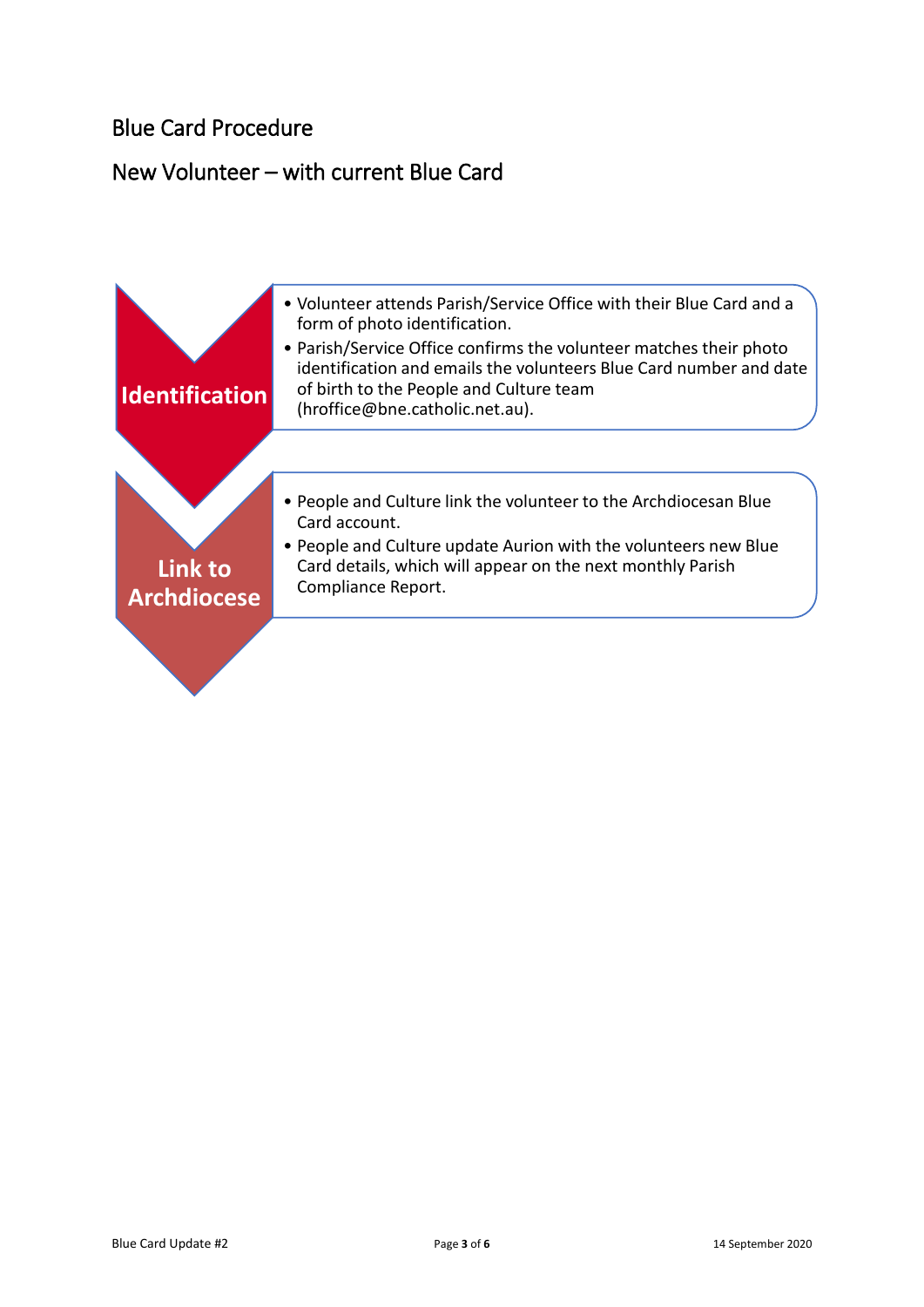# Blue Card Procedure

## New Volunteer – with current Blue Card

### Identification

- Volunteer attends Parish/Service Office with their Blue Card and a form of photo identification.
- Parish/Service Office confirms the volunteer matches their photo identification and emails the volunteers Blue Card number and date of birth to the People and Culture team (hroffice@bne.catholic.net.au).

### Link to Archdiocese

- People and Culture link the volunteer to the Archdiocesan Blue Card account.
- People and Culture update Aurion with the volunteers new Blue Card details, which will appear on the next monthly Parish Compliance Report.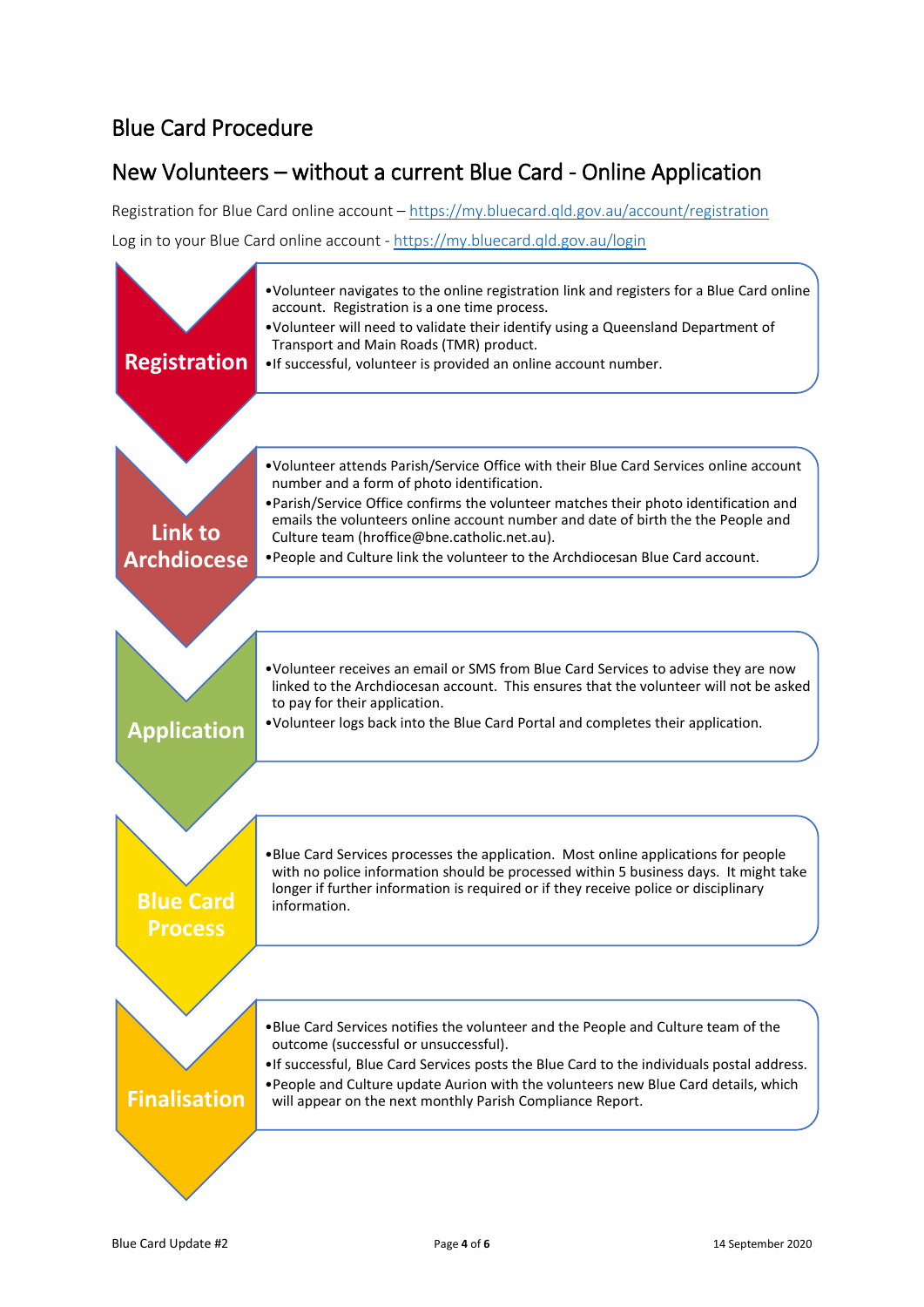# Blue Card Procedure

## New Volunteers – without a current Blue Card - Online Application

Registration for Blue Card online account – https://my.bluecard.qld.gov.au/account/registration

Log in to your Blue Card online account - https://my.bluecard.qld.gov.au/login

### Registration

- Volunteer navigates to the online registration link and registers for a Blue Card online account. Registration is a one time process.
- Volunteer will need to validate their identify using a Queensland Department of Transport and Main Roads (TMR) product.
- If successful, volunteer is provided an online account number.

### Link to Archdiocese

- Volunteer attends Parish/Service Office with their Blue Card Services online account number and a form of photo identification.
- Parish/Service Office confirms the volunteer matches their photo identification and emails the volunteers online account number and date of birth the the People and Culture team (hroffice@bne.catholic.net.au).
- People and Culture link the volunteer to the Archdiocesan Blue Card account.

### Application

- Volunteer receives an email or SMS from Blue Card Services to advise they are now linked to the Archdiocesan account. This ensures that the volunteer will not be asked to pay for their application.
- Volunteer logs back into the Blue Card Portal and completes their application.

### Blue Card Process

- Blue Card Services processes the application. Most online applications for people with no police information should be processed within 5 business days. It might take longer if further information is required or if they receive police or disciplinary information.

### Finalisation

- Blue Card Services notifies the volunteer and the People and Culture team of the outcome (successful or unsuccessful).
- If successful, Blue Card Services posts the Blue Card to the individuals postal address.
- People and Culture update Aurion with the volunteers new Blue Card details, which will appear on the next monthly Parish Compliance Report.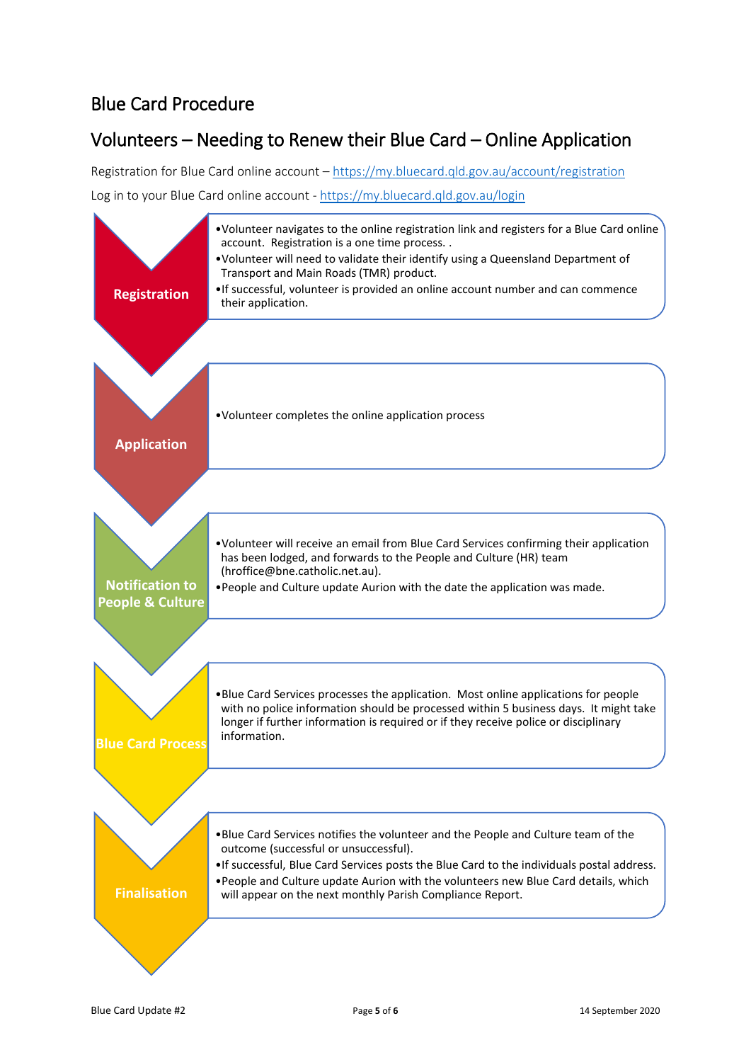# Blue Card Procedure

## Volunteers – Needing to Renew their Blue Card – Online Application

Registration for Blue Card online account – https://my.bluecard.qld.gov.au/account/registration

Log in to your Blue Card online account - https://my.bluecard.qld.gov.au/login

### Registration

- Volunteer navigates to the online registration link and registers for a Blue Card online account. Registration is a one time process. .
- Volunteer will need to validate their identify using a Queensland Department of Transport and Main Roads (TMR) product.
- If successful, volunteer is provided an online account number and can commence their application.

### Application

- Volunteer completes the online application process

### Notification to People & Culture

- Volunteer will receive an email from Blue Card Services confirming their application has been lodged, and forwards to the People and Culture (HR) team (hroffice@bne.catholic.net.au).
- People and Culture update Aurion with the date the application was made.

### Blue Card Process

- Blue Card Services processes the application. Most online applications for people with no police information should be processed within 5 business days. It might take longer if further information is required or if they receive police or disciplinary information.

### Finalisation

- Blue Card Services notifies the volunteer and the People and Culture team of the outcome (successful or unsuccessful).
- If successful, Blue Card Services posts the Blue Card to the individuals postal address.
- People and Culture update Aurion with the volunteers new Blue Card details, which will appear on the next monthly Parish Compliance Report.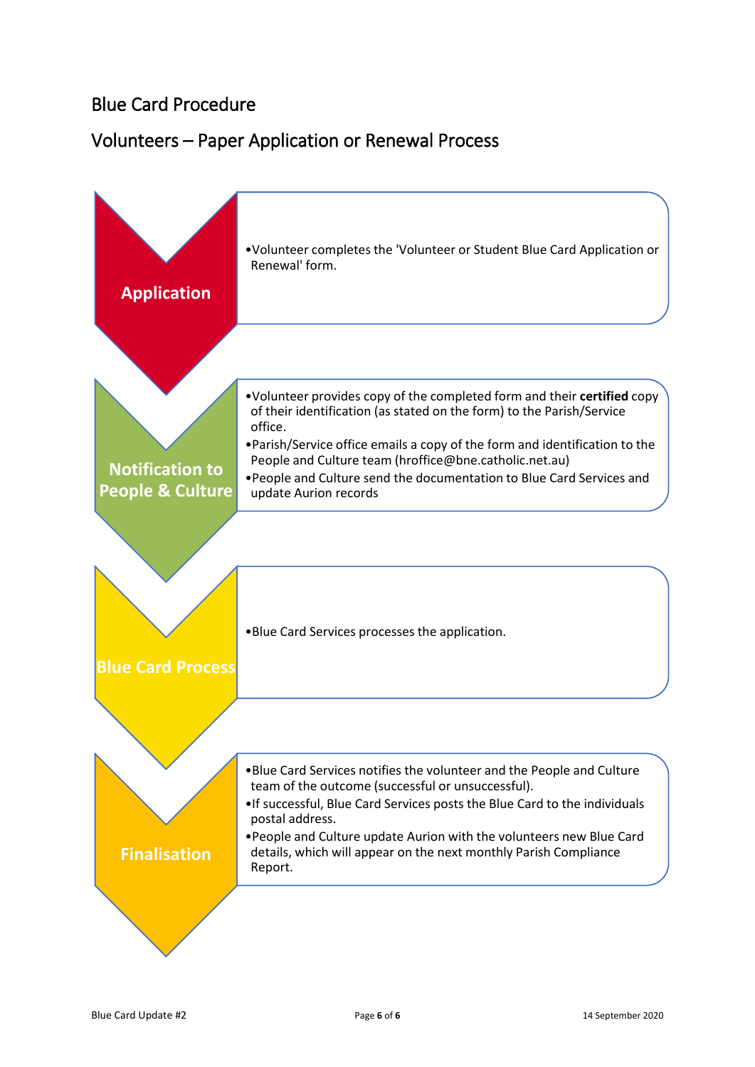# Blue Card Procedure

## Volunteers – Paper Application or Renewal Process

### Application

- Volunteer completes the 'Volunteer or Student Blue Card Application or Renewal' form.

### Notification to People & Culture

- Volunteer provides copy of the completed form and their **certified** copy of their identification (as stated on the form) to the Parish/Service office.
- Parish/Service office emails a copy of the form and identification to the People and Culture team (hroffice@bne.catholic.net.au)
- People and Culture send the documentation to Blue Card Services and update Aurion records

### Blue Card Process

- Blue Card Services processes the application.

### Finalisation

- Blue Card Services notifies the volunteer and the People and Culture team of the outcome (successful or unsuccessful).
- If successful, Blue Card Services posts the Blue Card to the individuals postal address.
- People and Culture update Aurion with the volunteers new Blue Card details, which will appear on the next monthly Parish Compliance Report.